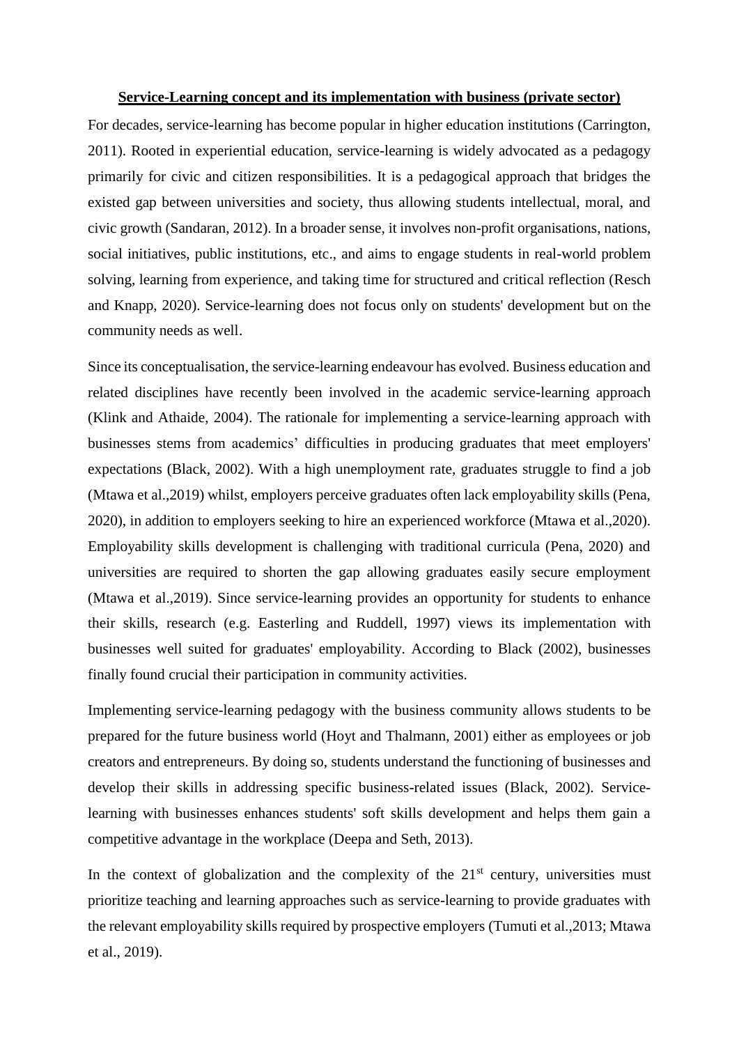**Service-Learning concept and its implementation with business (private sector)**

For decades, service-learning has become popular in higher education institutions (Carrington, 2011). Rooted in experiential education, service-learning is widely advocated as a pedagogy primarily for civic and citizen responsibilities. It is a pedagogical approach that bridges the existed gap between universities and society, thus allowing students intellectual, moral, and civic growth (Sandaran, 2012). In a broader sense, it involves non-profit organisations, nations, social initiatives, public institutions, etc., and aims to engage students in real-world problem solving, learning from experience, and taking time for structured and critical reflection (Resch and Knapp, 2020). Service-learning does not focus only on students' development but on the community needs as well.

Since its conceptualisation, the service-learning endeavour has evolved. Business education and related disciplines have recently been involved in the academic service-learning approach (Klink and Athaide, 2004). The rationale for implementing a service-learning approach with businesses stems from academics' difficulties in producing graduates that meet employers' expectations (Black, 2002). With a high unemployment rate, graduates struggle to find a job (Mtawa et al.,2019) whilst, employers perceive graduates often lack employability skills (Pena, 2020), in addition to employers seeking to hire an experienced workforce (Mtawa et al.,2020). Employability skills development is challenging with traditional curricula (Pena, 2020) and universities are required to shorten the gap allowing graduates easily secure employment (Mtawa et al.,2019). Since service-learning provides an opportunity for students to enhance their skills, research (e.g. Easterling and Ruddell, 1997) views its implementation with businesses well suited for graduates' employability. According to Black (2002), businesses finally found crucial their participation in community activities.

Implementing service-learning pedagogy with the business community allows students to be prepared for the future business world (Hoyt and Thalmann, 2001) either as employees or job creators and entrepreneurs. By doing so, students understand the functioning of businesses and develop their skills in addressing specific business-related issues (Black, 2002). Service-learning with businesses enhances students' soft skills development and helps them gain a competitive advantage in the workplace (Deepa and Seth, 2013).

In the context of globalization and the complexity of the 21st century, universities must prioritize teaching and learning approaches such as service-learning to provide graduates with the relevant employability skills required by prospective employers (Tumuti et al.,2013; Mtawa et al., 2019).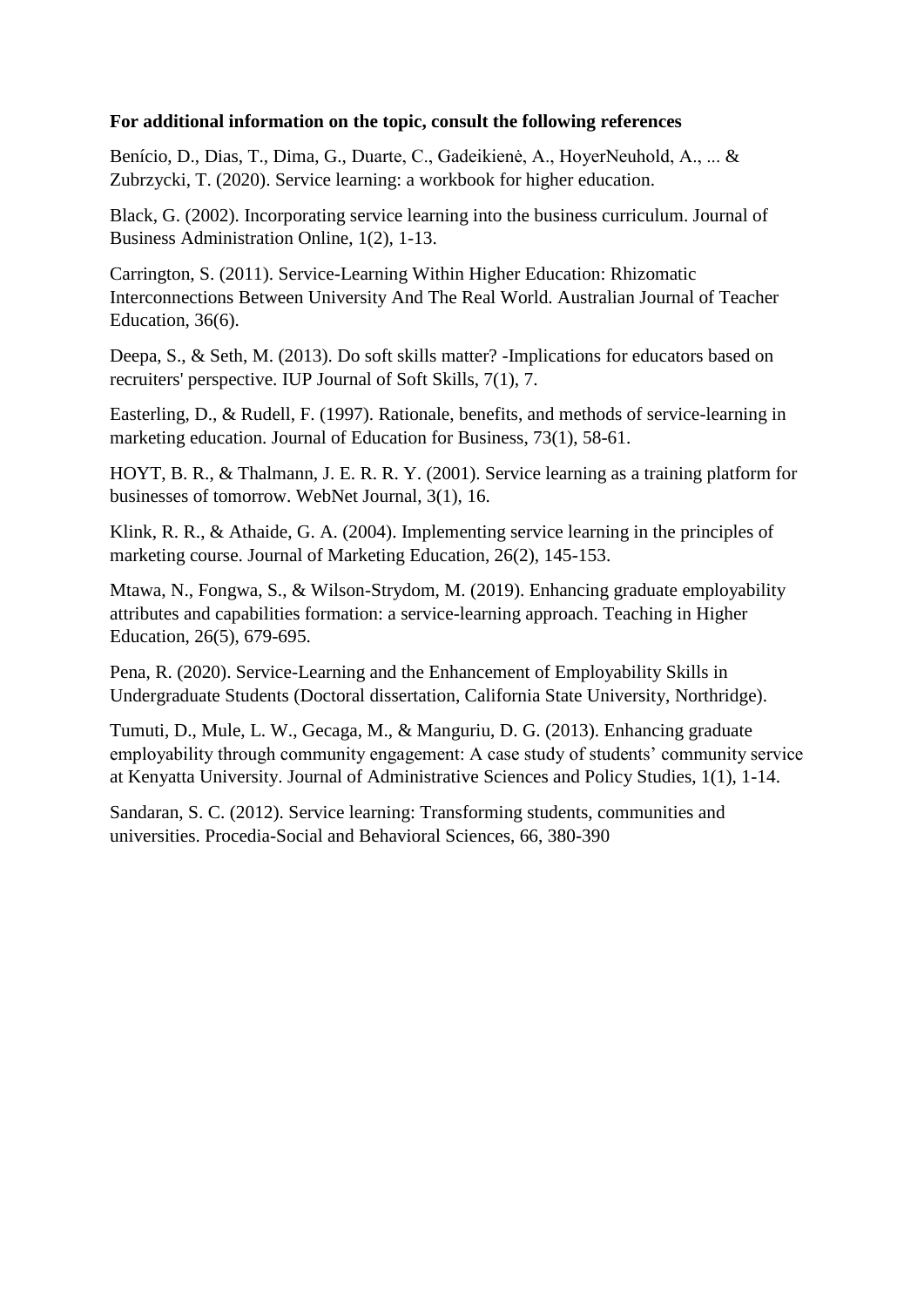**For additional information on the topic, consult the following references**

Benício, D., Dias, T., Dima, G., Duarte, C., Gadeikienė, A., HoyerNeuhold, A., ... & Zubrzycki, T. (2020). Service learning: a workbook for higher education.

Black, G. (2002). Incorporating service learning into the business curriculum. Journal of Business Administration Online, 1(2), 1-13.

Carrington, S. (2011). Service-Learning Within Higher Education: Rhizomatic Interconnections Between University And The Real World. Australian Journal of Teacher Education, 36(6).

Deepa, S., & Seth, M. (2013). Do soft skills matter? -Implications for educators based on recruiters' perspective. IUP Journal of Soft Skills, 7(1), 7.

Easterling, D., & Rudell, F. (1997). Rationale, benefits, and methods of service-learning in marketing education. Journal of Education for Business, 73(1), 58-61.

HOYT, B. R., & Thalmann, J. E. R. R. Y. (2001). Service learning as a training platform for businesses of tomorrow. WebNet Journal, 3(1), 16.

Klink, R. R., & Athaide, G. A. (2004). Implementing service learning in the principles of marketing course. Journal of Marketing Education, 26(2), 145-153.

Mtawa, N., Fongwa, S., & Wilson-Strydom, M. (2019). Enhancing graduate employability attributes and capabilities formation: a service-learning approach. Teaching in Higher Education, 26(5), 679-695.

Pena, R. (2020). Service-Learning and the Enhancement of Employability Skills in Undergraduate Students (Doctoral dissertation, California State University, Northridge).

Tumuti, D., Mule, L. W., Gecaga, M., & Manguriu, D. G. (2013). Enhancing graduate employability through community engagement: A case study of students' community service at Kenyatta University. Journal of Administrative Sciences and Policy Studies, 1(1), 1-14.

Sandaran, S. C. (2012). Service learning: Transforming students, communities and universities. Procedia-Social and Behavioral Sciences, 66, 380-390